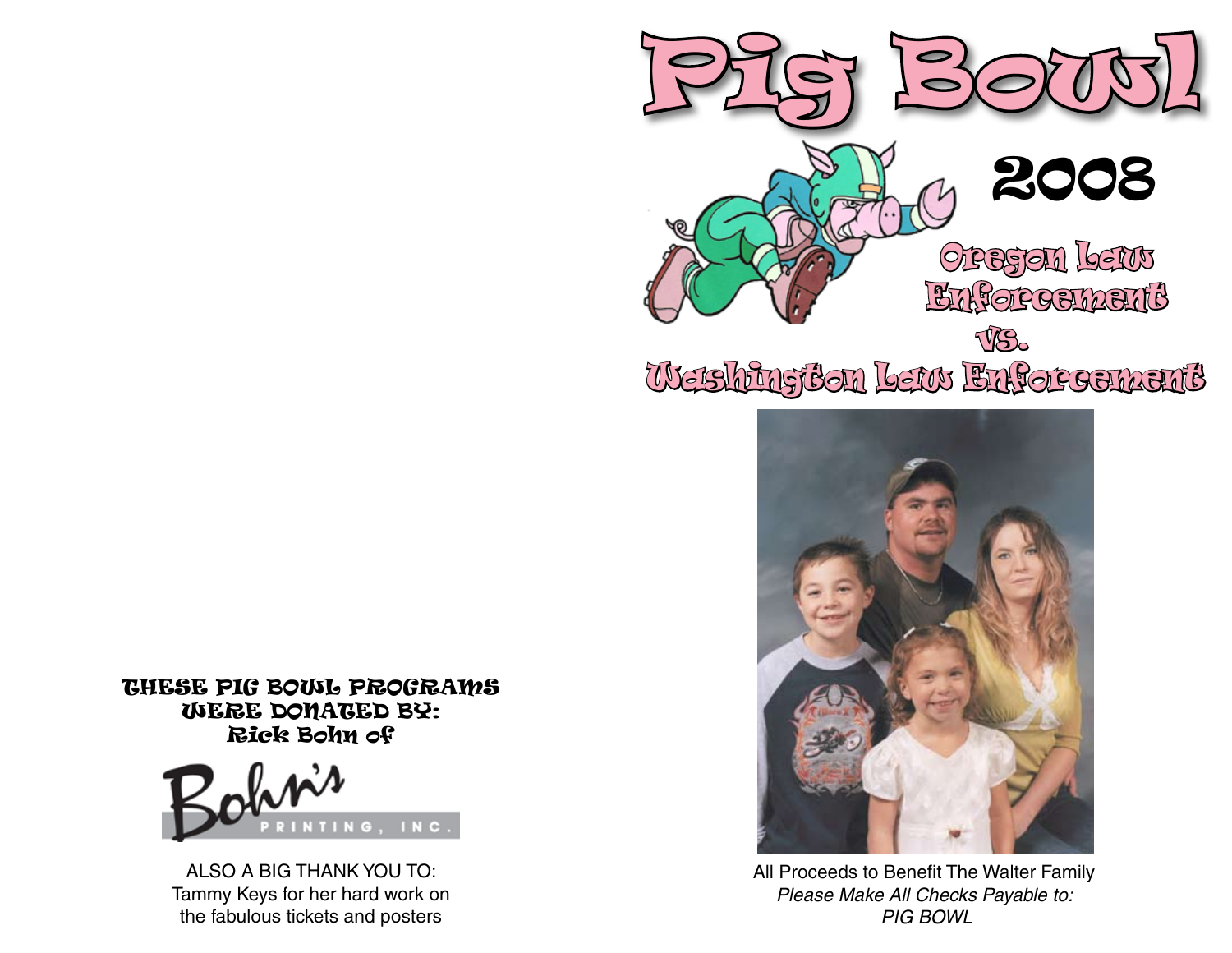THESE PIG BOWL PROGRAMS WERE DONATED BY:
Rick Bohn of

Bohn's PRINTING, INC.

ALSO A BIG THANK YOU TO:
Tammy Keys for her hard work on the fabulous tickets and posters

# Pig Bowl

## 2008

### Oregon Law Enforcement vs. Washington Law Enforcement

All Proceeds to Benefit The Walter Family
*Please Make All Checks Payable to:*
*PIG BOWL*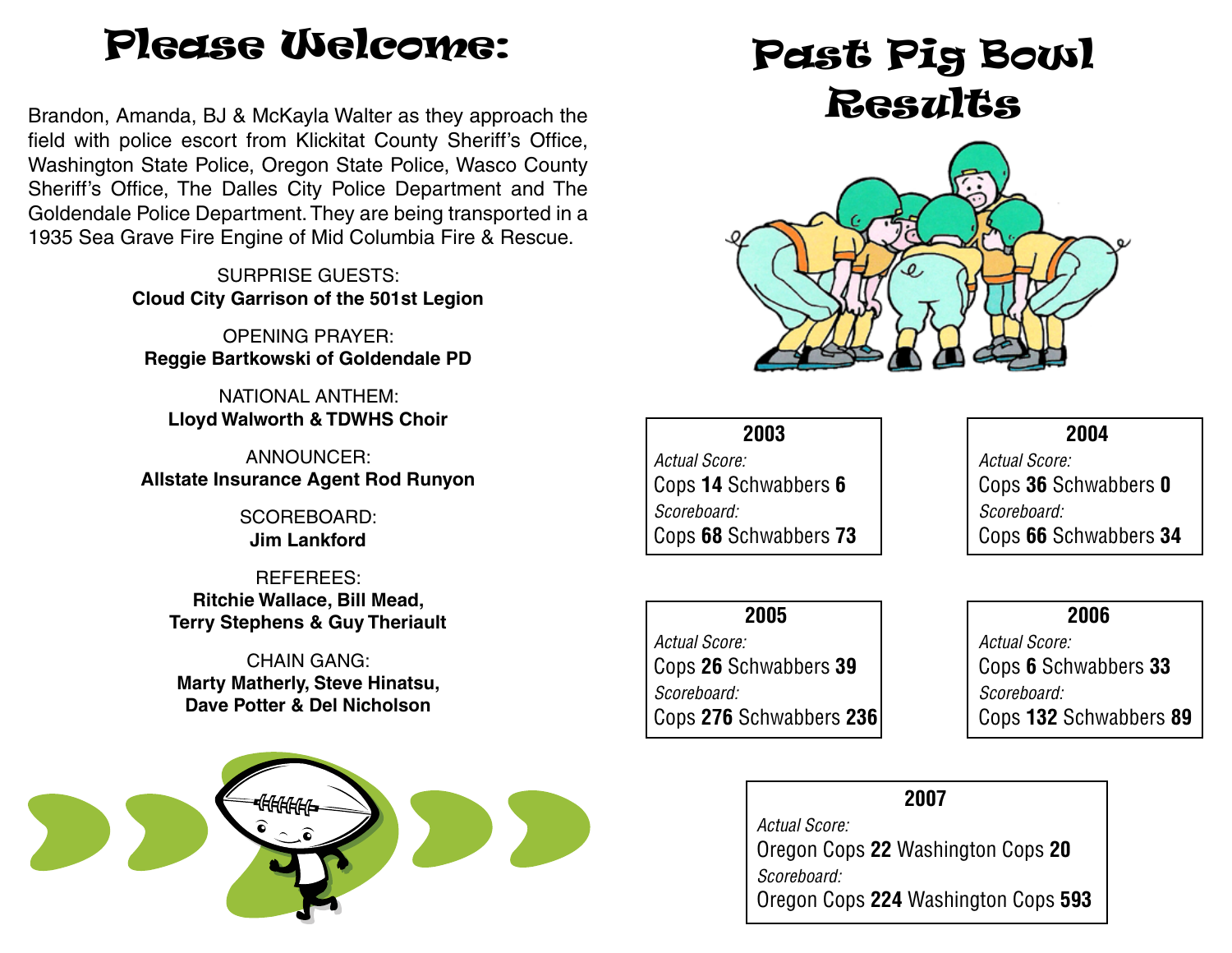# Please Welcome:

Brandon, Amanda, BJ & McKayla Walter as they approach the field with police escort from Klickitat County Sheriff's Office, Washington State Police, Oregon State Police, Wasco County Sheriff's Office, The Dalles City Police Department and The Goldendale Police Department. They are being transported in a 1935 Sea Grave Fire Engine of Mid Columbia Fire & Rescue.

SURPRISE GUESTS:
**Cloud City Garrison of the 501st Legion**

OPENING PRAYER:
**Reggie Bartkowski of Goldendale PD**

NATIONAL ANTHEM:
**Lloyd Walworth & TDWHS Choir**

ANNOUNCER:
**Allstate Insurance Agent Rod Runyon**

SCOREBOARD:
**Jim Lankford**

REFEREES:
**Ritchie Wallace, Bill Mead,**
**Terry Stephens & Guy Theriault**

CHAIN GANG:
**Marty Matherly, Steve Hinatsu,**
**Dave Potter & Del Nicholson**

# Past Pig Bowl Results

**2003**
*Actual Score:*
Cops **14** Schwabbers **6**
*Scoreboard:*
Cops **68** Schwabbers **73**

**2004**
*Actual Score:*
Cops **36** Schwabbers **0**
*Scoreboard:*
Cops **66** Schwabbers **34**

**2005**
*Actual Score:*
Cops **26** Schwabbers **39**
*Scoreboard:*
Cops **276** Schwabbers **236**

**2006**
*Actual Score:*
Cops **6** Schwabbers **33**
*Scoreboard:*
Cops **132** Schwabbers **89**

**2007**
*Actual Score:*
Oregon Cops **22** Washington Cops **20**
*Scoreboard:*
Oregon Cops **224** Washington Cops **593**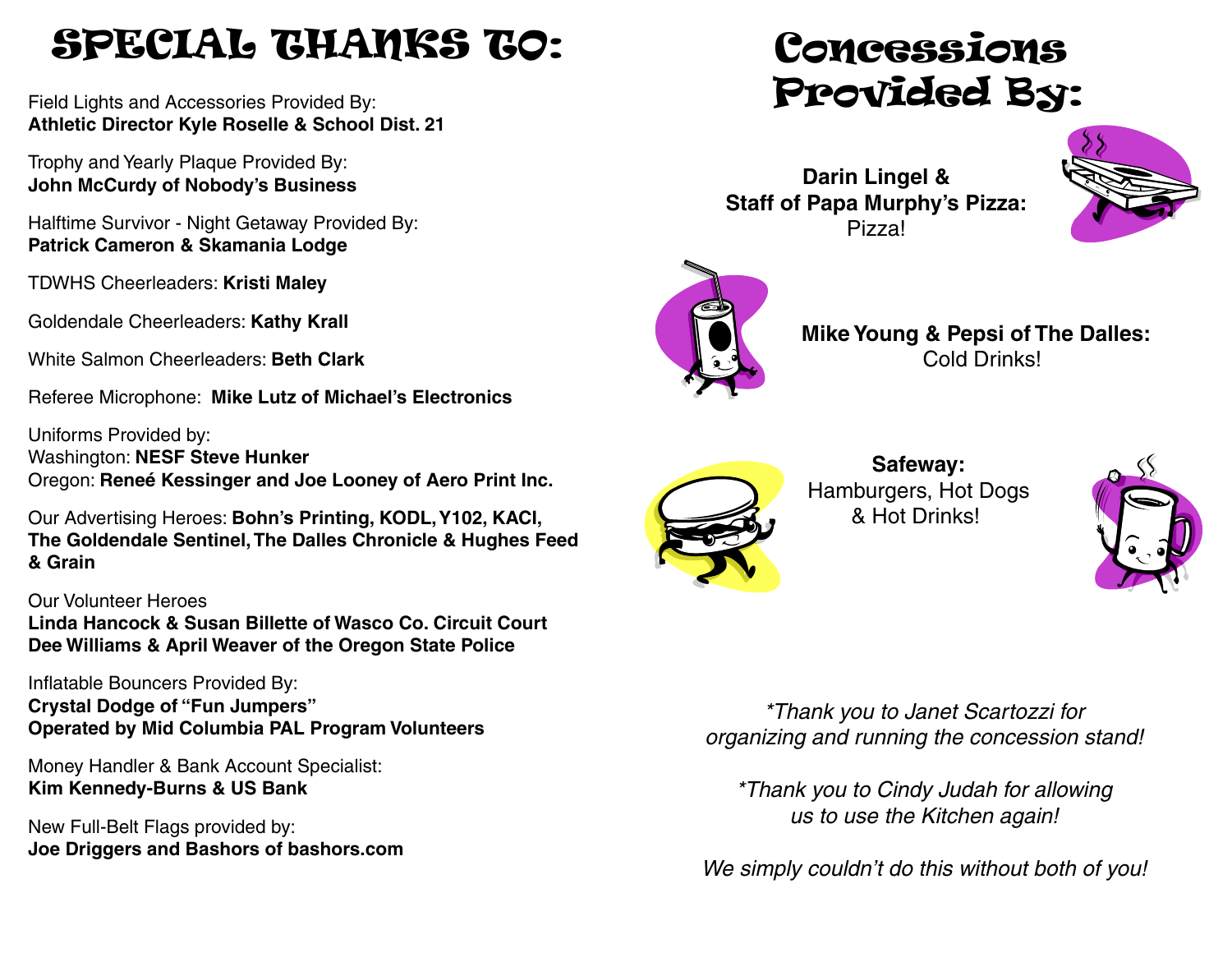# SPECIAL THANKS TO:

Field Lights and Accessories Provided By:
**Athletic Director Kyle Roselle & School Dist. 21**

Trophy and Yearly Plaque Provided By:
**John McCurdy of Nobody's Business**

Halftime Survivor - Night Getaway Provided By:
**Patrick Cameron & Skamania Lodge**

TDWHS Cheerleaders: **Kristi Maley**

Goldendale Cheerleaders: **Kathy Krall**

White Salmon Cheerleaders: **Beth Clark**

Referee Microphone: **Mike Lutz of Michael's Electronics**

Uniforms Provided by:
Washington: **NESF Steve Hunker**
Oregon: **Reneé Kessinger and Joe Looney of Aero Print Inc.**

Our Advertising Heroes: **Bohn's Printing, KODL, Y102, KACI, The Goldendale Sentinel, The Dalles Chronicle & Hughes Feed & Grain**

Our Volunteer Heroes
**Linda Hancock & Susan Billette of Wasco Co. Circuit Court**
**Dee Williams & April Weaver of the Oregon State Police**

Inflatable Bouncers Provided By:
**Crystal Dodge of "Fun Jumpers"**
**Operated by Mid Columbia PAL Program Volunteers**

Money Handler & Bank Account Specialist:
**Kim Kennedy-Burns & US Bank**

New Full-Belt Flags provided by:
**Joe Driggers and Bashors of bashors.com**

# Concessions Provided By:

**Darin Lingel & Staff of Papa Murphy's Pizza:**
Pizza!

**Mike Young & Pepsi of The Dalles:**
Cold Drinks!

**Safeway:**
Hamburgers, Hot Dogs & Hot Drinks!

*\*Thank you to Janet Scartozzi for organizing and running the concession stand!*

*\*Thank you to Cindy Judah for allowing us to use the Kitchen again!*

*We simply couldn't do this without both of you!*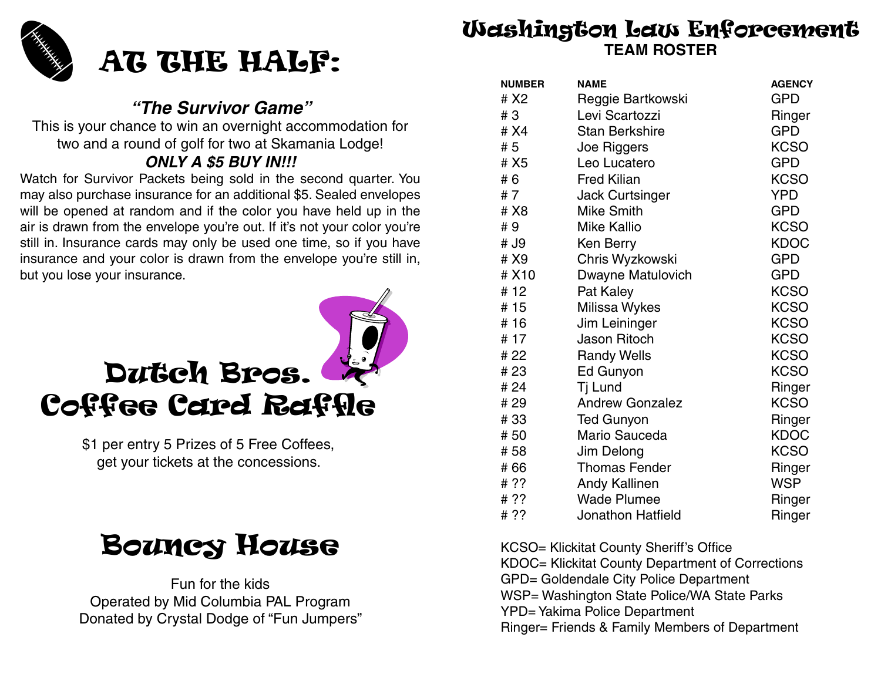# AT THE HALF:

### *"The Survivor Game"*

This is your chance to win an overnight accommodation for two and a round of golf for two at Skamania Lodge!

***ONLY A $5 BUY IN!!!***

Watch for Survivor Packets being sold in the second quarter. You may also purchase insurance for an additional $5. Sealed envelopes will be opened at random and if the color you have held up in the air is drawn from the envelope you're out. If it's not your color you're still in. Insurance cards may only be used one time, so if you have insurance and your color is drawn from the envelope you're still in, but you lose your insurance.

# Dutch Bros. Coffee Card Raffle

$1 per entry 5 Prizes of 5 Free Coffees,
get your tickets at the concessions.

# Bouncy House

Fun for the kids
Operated by Mid Columbia PAL Program
Donated by Crystal Dodge of "Fun Jumpers"

# Washington Law Enforcement
## TEAM ROSTER

| NUMBER | NAME | AGENCY |
|---|---|---|
| # X2 | Reggie Bartkowski | GPD |
| # 3 | Levi Scartozzi | Ringer |
| # X4 | Stan Berkshire | GPD |
| # 5 | Joe Riggers | KCSO |
| # X5 | Leo Lucatero | GPD |
| # 6 | Fred Kilian | KCSO |
| # 7 | Jack Curtsinger | YPD |
| # X8 | Mike Smith | GPD |
| # 9 | Mike Kallio | KCSO |
| # J9 | Ken Berry | KDOC |
| # X9 | Chris Wyzkowski | GPD |
| # X10 | Dwayne Matulovich | GPD |
| # 12 | Pat Kaley | KCSO |
| # 15 | Milissa Wykes | KCSO |
| # 16 | Jim Leininger | KCSO |
| # 17 | Jason Ritoch | KCSO |
| # 22 | Randy Wells | KCSO |
| # 23 | Ed Gunyon | KCSO |
| # 24 | Tj Lund | Ringer |
| # 29 | Andrew Gonzalez | KCSO |
| # 33 | Ted Gunyon | Ringer |
| # 50 | Mario Sauceda | KDOC |
| # 58 | Jim Delong | KCSO |
| # 66 | Thomas Fender | Ringer |
| # ?? | Andy Kallinen | WSP |
| # ?? | Wade Plumee | Ringer |
| # ?? | Jonathon Hatfield | Ringer |

KCSO= Klickitat County Sheriff's Office
KDOC= Klickitat County Department of Corrections
GPD= Goldendale City Police Department
WSP= Washington State Police/WA State Parks
YPD= Yakima Police Department
Ringer= Friends & Family Members of Department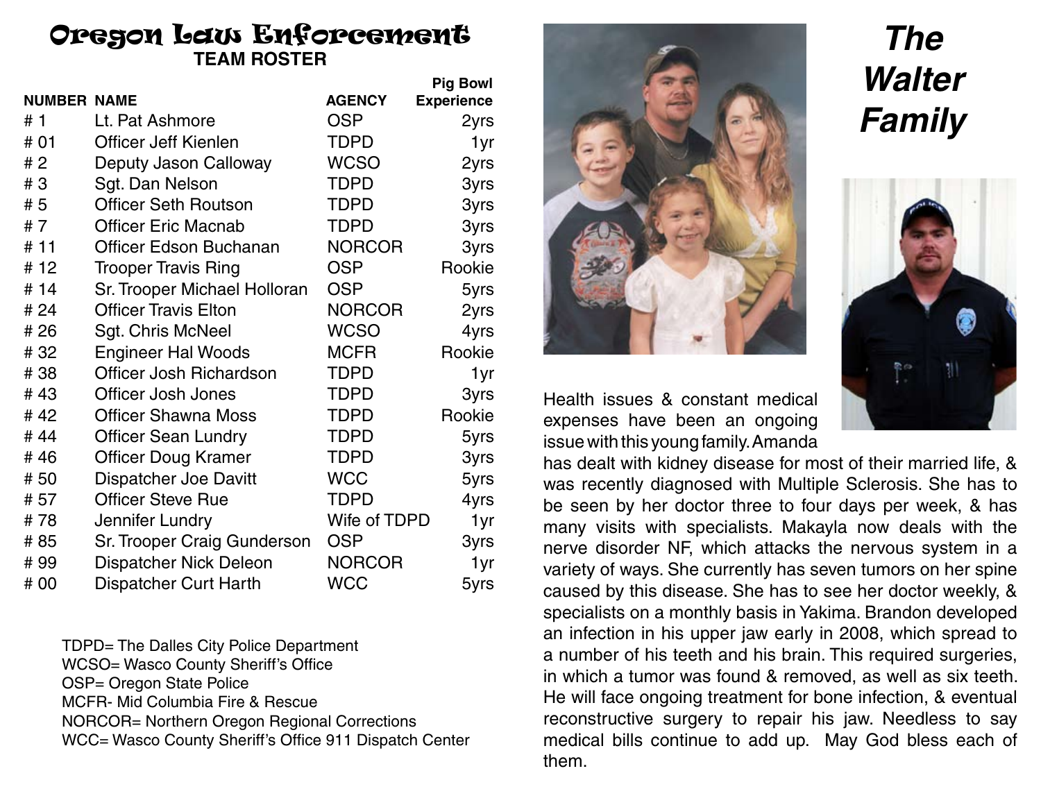# Oregon Law Enforcement

## TEAM ROSTER

| NUMBER | NAME | AGENCY | Pig Bowl Experience |
|---|---|---|---|
| # 1 | Lt. Pat Ashmore | OSP | 2yrs |
| # 01 | Officer Jeff Kienlen | TDPD | 1yr |
| # 2 | Deputy Jason Calloway | WCSO | 2yrs |
| # 3 | Sgt. Dan Nelson | TDPD | 3yrs |
| # 5 | Officer Seth Routson | TDPD | 3yrs |
| # 7 | Officer Eric Macnab | TDPD | 3yrs |
| # 11 | Officer Edson Buchanan | NORCOR | 3yrs |
| # 12 | Trooper Travis Ring | OSP | Rookie |
| # 14 | Sr. Trooper Michael Holloran | OSP | 5yrs |
| # 24 | Officer Travis Elton | NORCOR | 2yrs |
| # 26 | Sgt. Chris McNeel | WCSO | 4yrs |
| # 32 | Engineer Hal Woods | MCFR | Rookie |
| # 38 | Officer Josh Richardson | TDPD | 1yr |
| # 43 | Officer Josh Jones | TDPD | 3yrs |
| # 42 | Officer Shawna Moss | TDPD | Rookie |
| # 44 | Officer Sean Lundry | TDPD | 5yrs |
| # 46 | Officer Doug Kramer | TDPD | 3yrs |
| # 50 | Dispatcher Joe Davitt | WCC | 5yrs |
| # 57 | Officer Steve Rue | TDPD | 4yrs |
| # 78 | Jennifer Lundry | Wife of TDPD | 1yr |
| # 85 | Sr. Trooper Craig Gunderson | OSP | 3yrs |
| # 99 | Dispatcher Nick Deleon | NORCOR | 1yr |
| # 00 | Dispatcher Curt Harth | WCC | 5yrs |

TDPD= The Dalles City Police Department
WCSO= Wasco County Sheriff's Office
OSP= Oregon State Police
MCFR- Mid Columbia Fire & Rescue
NORCOR= Northern Oregon Regional Corrections
WCC= Wasco County Sheriff's Office 911 Dispatch Center

# *The Walter Family*

Health issues & constant medical expenses have been an ongoing issue with this young family. Amanda has dealt with kidney disease for most of their married life, & was recently diagnosed with Multiple Sclerosis. She has to be seen by her doctor three to four days per week, & has many visits with specialists. Makayla now deals with the nerve disorder NF, which attacks the nervous system in a variety of ways. She currently has seven tumors on her spine caused by this disease. She has to see her doctor weekly, & specialists on a monthly basis in Yakima. Brandon developed an infection in his upper jaw early in 2008, which spread to a number of his teeth and his brain. This required surgeries, in which a tumor was found & removed, as well as six teeth. He will face ongoing treatment for bone infection, & eventual reconstructive surgery to repair his jaw. Needless to say medical bills continue to add up. May God bless each of them.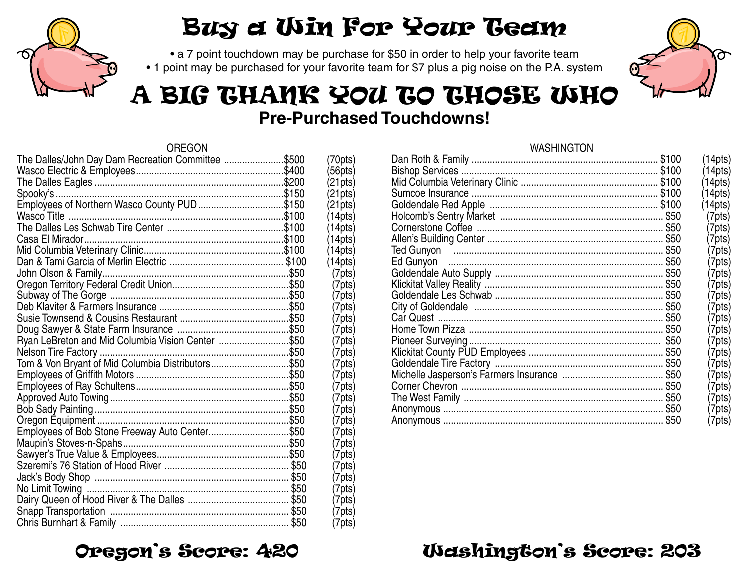# Buy a Win For Your Team

- a 7 point touchdown may be purchase for $50 in order to help your favorite team
- 1 point may be purchased for your favorite team for $7 plus a pig noise on the P.A. system

# A BIG THANK YOU TO THOSE WHO

## Pre-Purchased Touchdowns!

### OREGON

| | | |
|---|---|---|
| The Dalles/John Day Dam Recreation Committee | $500 | (70pts) |
| Wasco Electric & Employees | $400 | (56pts) |
| The Dalles Eagles | $200 | (21pts) |
| Spooky's | $150 | (21pts) |
| Employees of Northern Wasco County PUD | $150 | (21pts) |
| Wasco Title | $100 | (14pts) |
| The Dalles Les Schwab Tire Center | $100 | (14pts) |
| Casa El Mirador | $100 | (14pts) |
| Mid Columbia Veterinary Clinic | $100 | (14pts) |
| Dan & Tami Garcia of Merlin Electric | $100 | (14pts) |
| John Olson & Family | $50 | (7pts) |
| Oregon Territory Federal Credit Union | $50 | (7pts) |
| Subway of The Gorge | $50 | (7pts) |
| Deb Klaviter & Farmers Insurance | $50 | (7pts) |
| Susie Townsend & Cousins Restaurant | $50 | (7pts) |
| Doug Sawyer & State Farm Insurance | $50 | (7pts) |
| Ryan LeBreton and Mid Columbia Vision Center | $50 | (7pts) |
| Nelson Tire Factory | $50 | (7pts) |
| Tom & Von Bryant of Mid Columbia Distributors | $50 | (7pts) |
| Employees of Griffith Motors | $50 | (7pts) |
| Employees of Ray Schultens | $50 | (7pts) |
| Approved Auto Towing | $50 | (7pts) |
| Bob Sady Painting | $50 | (7pts) |
| Oregon Equipment | $50 | (7pts) |
| Employees of Bob Stone Freeway Auto Center | $50 | (7pts) |
| Maupin's Stoves-n-Spahs | $50 | (7pts) |
| Sawyer's True Value & Employees | $50 | (7pts) |
| Szeremi's 76 Station of Hood River | $50 | (7pts) |
| Jack's Body Shop | $50 | (7pts) |
| No Limit Towing | $50 | (7pts) |
| Dairy Queen of Hood River & The Dalles | $50 | (7pts) |
| Snapp Transportation | $50 | (7pts) |
| Chris Burnhart & Family | $50 | (7pts) |

### WASHINGTON

| | | |
|---|---|---|
| Dan Roth & Family | $100 | (14pts) |
| Bishop Services | $100 | (14pts) |
| Mid Columbia Veterinary Clinic | $100 | (14pts) |
| Sumcoe Insurance | $100 | (14pts) |
| Goldendale Red Apple | $100 | (14pts) |
| Holcomb's Sentry Market | $50 | (7pts) |
| Cornerstone Coffee | $50 | (7pts) |
| Allen's Building Center | $50 | (7pts) |
| Ted Gunyon | $50 | (7pts) |
| Ed Gunyon | $50 | (7pts) |
| Goldendale Auto Supply | $50 | (7pts) |
| Klickitat Valley Reality | $50 | (7pts) |
| Goldendale Les Schwab | $50 | (7pts) |
| City of Goldendale | $50 | (7pts) |
| Car Quest | $50 | (7pts) |
| Home Town Pizza | $50 | (7pts) |
| Pioneer Surveying | $50 | (7pts) |
| Klickitat County PUD Employees | $50 | (7pts) |
| Goldendale Tire Factory | $50 | (7pts) |
| Michelle Jasperson's Farmers Insurance | $50 | (7pts) |
| Corner Chevron | $50 | (7pts) |
| The West Family | $50 | (7pts) |
| Anonymous | $50 | (7pts) |
| Anonymous | $50 | (7pts) |

**Oregon's Score: 420**

**Washington's Score: 203**